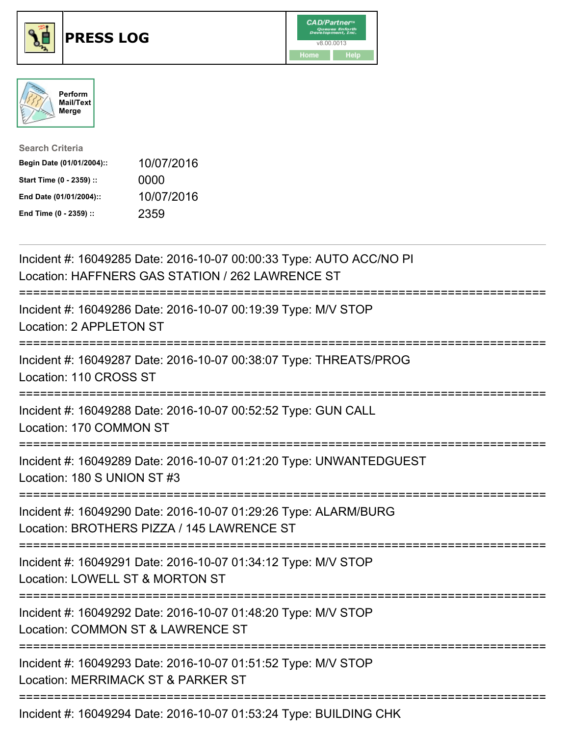# PRESS LOG

Perform Mail/Text Merge

**Search Criteria**

| | |
|---|---|
| **Begin Date (01/01/2004)::** | 10/07/2016 |
| **Start Time (0 - 2359) ::** | 0000 |
| **End Date (01/01/2004)::** | 10/07/2016 |
| **End Time (0 - 2359) ::** | 2359 |

Incident #: 16049285 Date: 2016-10-07 00:00:33 Type: AUTO ACC/NO PI
Location: HAFFNERS GAS STATION / 262 LAWRENCE ST

===========================================================================

Incident #: 16049286 Date: 2016-10-07 00:19:39 Type: M/V STOP
Location: 2 APPLETON ST

===========================================================================

Incident #: 16049287 Date: 2016-10-07 00:38:07 Type: THREATS/PROG
Location: 110 CROSS ST

===========================================================================

Incident #: 16049288 Date: 2016-10-07 00:52:52 Type: GUN CALL
Location: 170 COMMON ST

===========================================================================

Incident #: 16049289 Date: 2016-10-07 01:21:20 Type: UNWANTEDGUEST
Location: 180 S UNION ST #3

===========================================================================

Incident #: 16049290 Date: 2016-10-07 01:29:26 Type: ALARM/BURG
Location: BROTHERS PIZZA / 145 LAWRENCE ST

===========================================================================

Incident #: 16049291 Date: 2016-10-07 01:34:12 Type: M/V STOP
Location: LOWELL ST & MORTON ST

===========================================================================

Incident #: 16049292 Date: 2016-10-07 01:48:20 Type: M/V STOP
Location: COMMON ST & LAWRENCE ST

===========================================================================

Incident #: 16049293 Date: 2016-10-07 01:51:52 Type: M/V STOP
Location: MERRIMACK ST & PARKER ST

===========================================================================

Incident #: 16049294 Date: 2016-10-07 01:53:24 Type: BUILDING CHK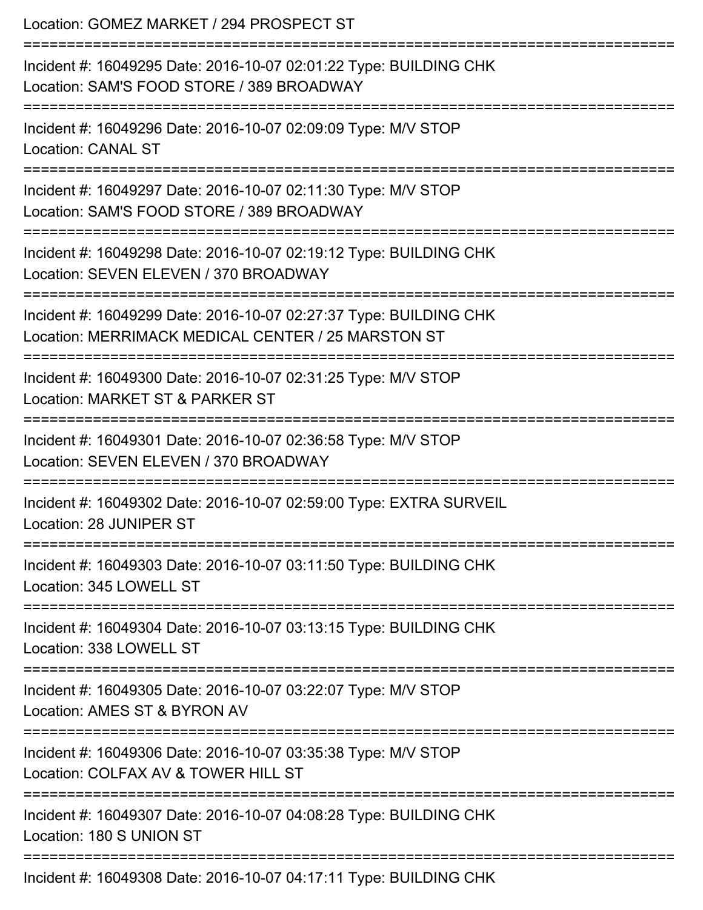Location: GOMEZ MARKET / 294 PROSPECT ST

===========================================================================

Incident #: 16049295 Date: 2016-10-07 02:01:22 Type: BUILDING CHK
Location: SAM'S FOOD STORE / 389 BROADWAY

===========================================================================

Incident #: 16049296 Date: 2016-10-07 02:09:09 Type: M/V STOP
Location: CANAL ST

===========================================================================

Incident #: 16049297 Date: 2016-10-07 02:11:30 Type: M/V STOP
Location: SAM'S FOOD STORE / 389 BROADWAY

===========================================================================

Incident #: 16049298 Date: 2016-10-07 02:19:12 Type: BUILDING CHK
Location: SEVEN ELEVEN / 370 BROADWAY

===========================================================================

Incident #: 16049299 Date: 2016-10-07 02:27:37 Type: BUILDING CHK
Location: MERRIMACK MEDICAL CENTER / 25 MARSTON ST

===========================================================================

Incident #: 16049300 Date: 2016-10-07 02:31:25 Type: M/V STOP
Location: MARKET ST & PARKER ST

===========================================================================

Incident #: 16049301 Date: 2016-10-07 02:36:58 Type: M/V STOP
Location: SEVEN ELEVEN / 370 BROADWAY

===========================================================================

Incident #: 16049302 Date: 2016-10-07 02:59:00 Type: EXTRA SURVEIL
Location: 28 JUNIPER ST

===========================================================================

Incident #: 16049303 Date: 2016-10-07 03:11:50 Type: BUILDING CHK
Location: 345 LOWELL ST

===========================================================================

Incident #: 16049304 Date: 2016-10-07 03:13:15 Type: BUILDING CHK
Location: 338 LOWELL ST

===========================================================================

Incident #: 16049305 Date: 2016-10-07 03:22:07 Type: M/V STOP
Location: AMES ST & BYRON AV

===========================================================================

Incident #: 16049306 Date: 2016-10-07 03:35:38 Type: M/V STOP
Location: COLFAX AV & TOWER HILL ST

===========================================================================

Incident #: 16049307 Date: 2016-10-07 04:08:28 Type: BUILDING CHK
Location: 180 S UNION ST

===========================================================================

Incident #: 16049308 Date: 2016-10-07 04:17:11 Type: BUILDING CHK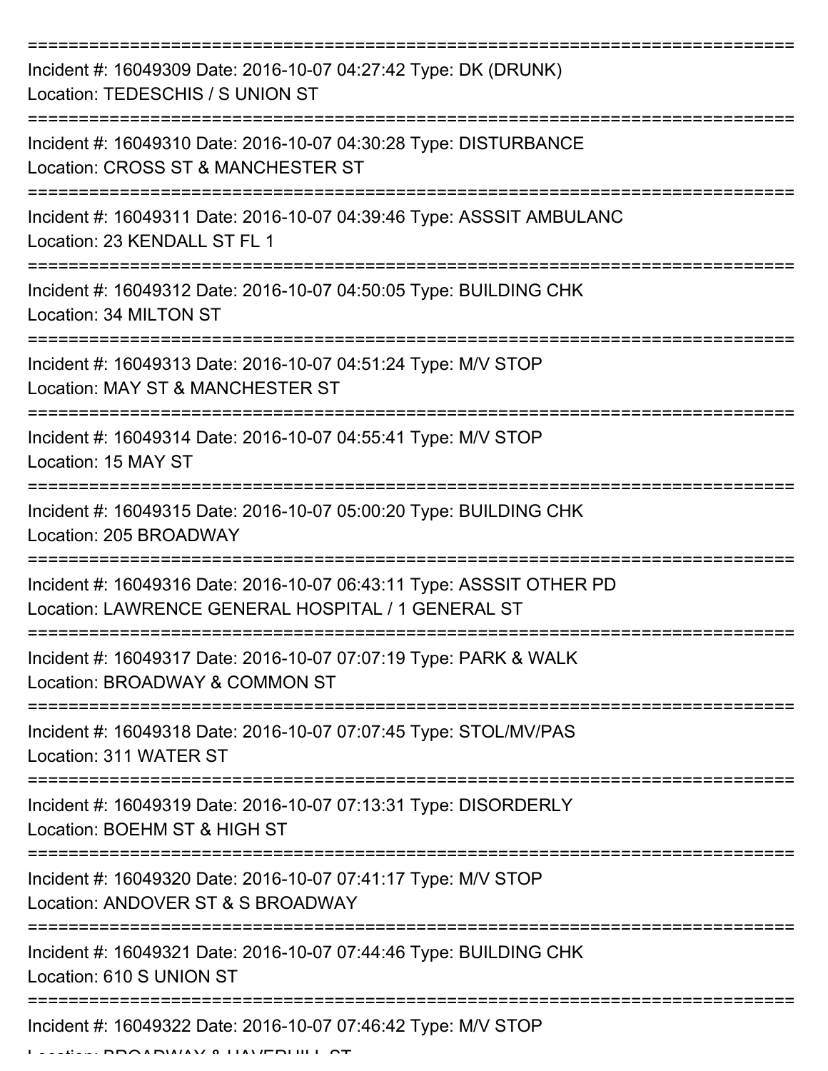Incident #: 16049309 Date: 2016-10-07 04:27:42 Type: DK (DRUNK)
Location: TEDESCHIS / S UNION ST

Incident #: 16049310 Date: 2016-10-07 04:30:28 Type: DISTURBANCE
Location: CROSS ST & MANCHESTER ST

Incident #: 16049311 Date: 2016-10-07 04:39:46 Type: ASSSIT AMBULANC
Location: 23 KENDALL ST FL 1

Incident #: 16049312 Date: 2016-10-07 04:50:05 Type: BUILDING CHK
Location: 34 MILTON ST

Incident #: 16049313 Date: 2016-10-07 04:51:24 Type: M/V STOP
Location: MAY ST & MANCHESTER ST

Incident #: 16049314 Date: 2016-10-07 04:55:41 Type: M/V STOP
Location: 15 MAY ST

Incident #: 16049315 Date: 2016-10-07 05:00:20 Type: BUILDING CHK
Location: 205 BROADWAY

Incident #: 16049316 Date: 2016-10-07 06:43:11 Type: ASSSIT OTHER PD
Location: LAWRENCE GENERAL HOSPITAL / 1 GENERAL ST

Incident #: 16049317 Date: 2016-10-07 07:07:19 Type: PARK & WALK
Location: BROADWAY & COMMON ST

Incident #: 16049318 Date: 2016-10-07 07:07:45 Type: STOL/MV/PAS
Location: 311 WATER ST

Incident #: 16049319 Date: 2016-10-07 07:13:31 Type: DISORDERLY
Location: BOEHM ST & HIGH ST

Incident #: 16049320 Date: 2016-10-07 07:41:17 Type: M/V STOP
Location: ANDOVER ST & S BROADWAY

Incident #: 16049321 Date: 2016-10-07 07:44:46 Type: BUILDING CHK
Location: 610 S UNION ST

Incident #: 16049322 Date: 2016-10-07 07:46:42 Type: M/V STOP
Location: BROADWAY & HAVERHILL ST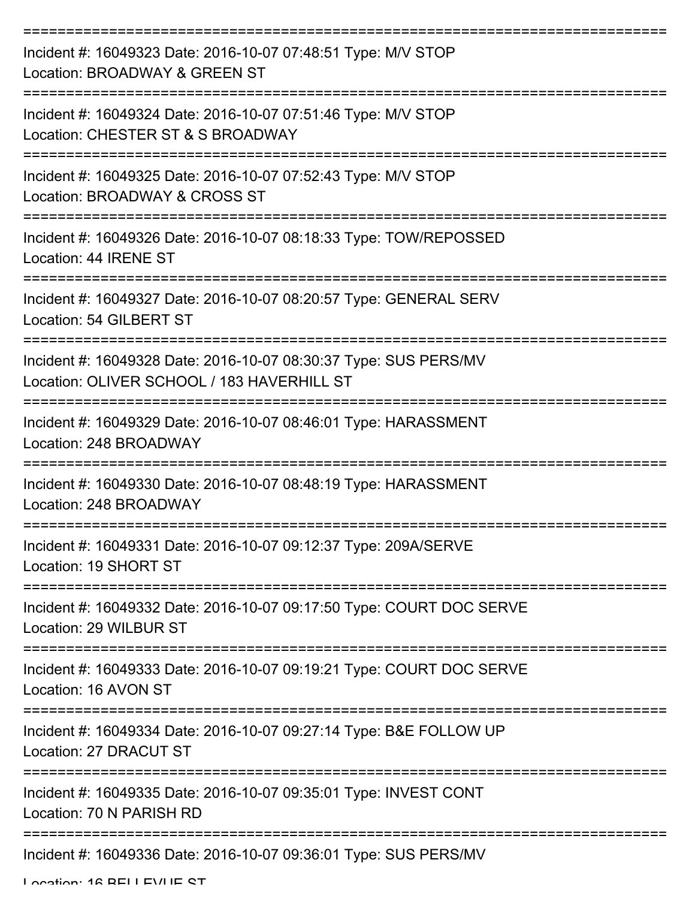===========================================================================

Incident #: 16049323 Date: 2016-10-07 07:48:51 Type: M/V STOP
Location: BROADWAY & GREEN ST

===========================================================================

Incident #: 16049324 Date: 2016-10-07 07:51:46 Type: M/V STOP
Location: CHESTER ST & S BROADWAY

===========================================================================

Incident #: 16049325 Date: 2016-10-07 07:52:43 Type: M/V STOP
Location: BROADWAY & CROSS ST

===========================================================================

Incident #: 16049326 Date: 2016-10-07 08:18:33 Type: TOW/REPOSSED
Location: 44 IRENE ST

===========================================================================

Incident #: 16049327 Date: 2016-10-07 08:20:57 Type: GENERAL SERV
Location: 54 GILBERT ST

===========================================================================

Incident #: 16049328 Date: 2016-10-07 08:30:37 Type: SUS PERS/MV
Location: OLIVER SCHOOL / 183 HAVERHILL ST

===========================================================================

Incident #: 16049329 Date: 2016-10-07 08:46:01 Type: HARASSMENT
Location: 248 BROADWAY

===========================================================================

Incident #: 16049330 Date: 2016-10-07 08:48:19 Type: HARASSMENT
Location: 248 BROADWAY

===========================================================================

Incident #: 16049331 Date: 2016-10-07 09:12:37 Type: 209A/SERVE
Location: 19 SHORT ST

===========================================================================

Incident #: 16049332 Date: 2016-10-07 09:17:50 Type: COURT DOC SERVE
Location: 29 WILBUR ST

===========================================================================

Incident #: 16049333 Date: 2016-10-07 09:19:21 Type: COURT DOC SERVE
Location: 16 AVON ST

===========================================================================

Incident #: 16049334 Date: 2016-10-07 09:27:14 Type: B&E FOLLOW UP
Location: 27 DRACUT ST

===========================================================================

Incident #: 16049335 Date: 2016-10-07 09:35:01 Type: INVEST CONT
Location: 70 N PARISH RD

===========================================================================

Incident #: 16049336 Date: 2016-10-07 09:36:01 Type: SUS PERS/MV
Location: 16 BELLEVUE ST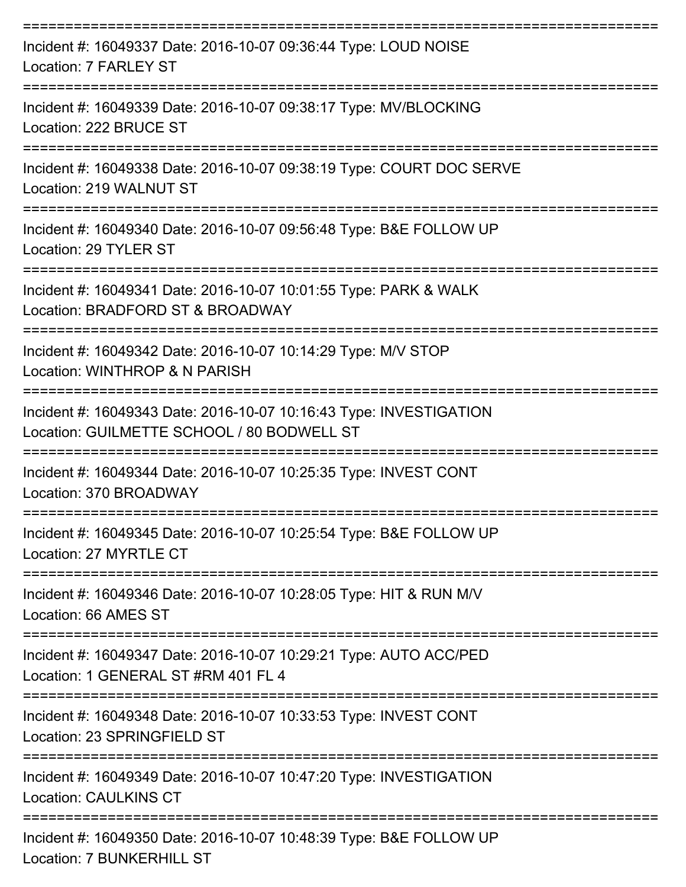===========================================================================

Incident #: 16049337 Date: 2016-10-07 09:36:44 Type: LOUD NOISE
Location: 7 FARLEY ST

===========================================================================

Incident #: 16049339 Date: 2016-10-07 09:38:17 Type: MV/BLOCKING
Location: 222 BRUCE ST

===========================================================================

Incident #: 16049338 Date: 2016-10-07 09:38:19 Type: COURT DOC SERVE
Location: 219 WALNUT ST

===========================================================================

Incident #: 16049340 Date: 2016-10-07 09:56:48 Type: B&E FOLLOW UP
Location: 29 TYLER ST

===========================================================================

Incident #: 16049341 Date: 2016-10-07 10:01:55 Type: PARK & WALK
Location: BRADFORD ST & BROADWAY

===========================================================================

Incident #: 16049342 Date: 2016-10-07 10:14:29 Type: M/V STOP
Location: WINTHROP & N PARISH

===========================================================================

Incident #: 16049343 Date: 2016-10-07 10:16:43 Type: INVESTIGATION
Location: GUILMETTE SCHOOL / 80 BODWELL ST

===========================================================================

Incident #: 16049344 Date: 2016-10-07 10:25:35 Type: INVEST CONT
Location: 370 BROADWAY

===========================================================================

Incident #: 16049345 Date: 2016-10-07 10:25:54 Type: B&E FOLLOW UP
Location: 27 MYRTLE CT

===========================================================================

Incident #: 16049346 Date: 2016-10-07 10:28:05 Type: HIT & RUN M/V
Location: 66 AMES ST

===========================================================================

Incident #: 16049347 Date: 2016-10-07 10:29:21 Type: AUTO ACC/PED
Location: 1 GENERAL ST #RM 401 FL 4

===========================================================================

Incident #: 16049348 Date: 2016-10-07 10:33:53 Type: INVEST CONT
Location: 23 SPRINGFIELD ST

===========================================================================

Incident #: 16049349 Date: 2016-10-07 10:47:20 Type: INVESTIGATION
Location: CAULKINS CT

===========================================================================

Incident #: 16049350 Date: 2016-10-07 10:48:39 Type: B&E FOLLOW UP
Location: 7 BUNKERHILL ST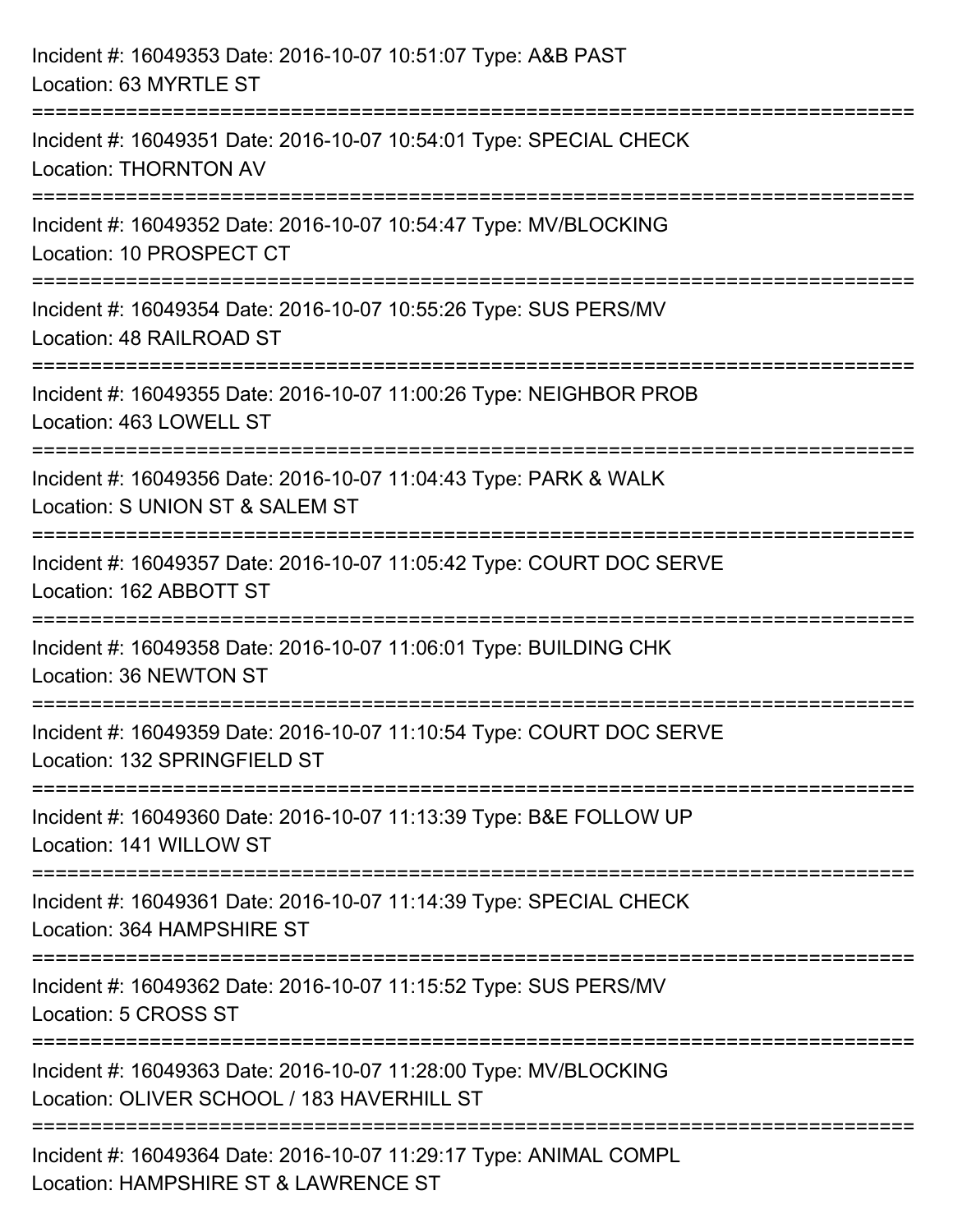Incident #: 16049353 Date: 2016-10-07 10:51:07 Type: A&B PAST
Location: 63 MYRTLE ST

===========================================================================

Incident #: 16049351 Date: 2016-10-07 10:54:01 Type: SPECIAL CHECK
Location: THORNTON AV

===========================================================================

Incident #: 16049352 Date: 2016-10-07 10:54:47 Type: MV/BLOCKING
Location: 10 PROSPECT CT

===========================================================================

Incident #: 16049354 Date: 2016-10-07 10:55:26 Type: SUS PERS/MV
Location: 48 RAILROAD ST

===========================================================================

Incident #: 16049355 Date: 2016-10-07 11:00:26 Type: NEIGHBOR PROB
Location: 463 LOWELL ST

===========================================================================

Incident #: 16049356 Date: 2016-10-07 11:04:43 Type: PARK & WALK
Location: S UNION ST & SALEM ST

===========================================================================

Incident #: 16049357 Date: 2016-10-07 11:05:42 Type: COURT DOC SERVE
Location: 162 ABBOTT ST

===========================================================================

Incident #: 16049358 Date: 2016-10-07 11:06:01 Type: BUILDING CHK
Location: 36 NEWTON ST

===========================================================================

Incident #: 16049359 Date: 2016-10-07 11:10:54 Type: COURT DOC SERVE
Location: 132 SPRINGFIELD ST

===========================================================================

Incident #: 16049360 Date: 2016-10-07 11:13:39 Type: B&E FOLLOW UP
Location: 141 WILLOW ST

===========================================================================

Incident #: 16049361 Date: 2016-10-07 11:14:39 Type: SPECIAL CHECK
Location: 364 HAMPSHIRE ST

===========================================================================

Incident #: 16049362 Date: 2016-10-07 11:15:52 Type: SUS PERS/MV
Location: 5 CROSS ST

===========================================================================

Incident #: 16049363 Date: 2016-10-07 11:28:00 Type: MV/BLOCKING
Location: OLIVER SCHOOL / 183 HAVERHILL ST

===========================================================================

Incident #: 16049364 Date: 2016-10-07 11:29:17 Type: ANIMAL COMPL
Location: HAMPSHIRE ST & LAWRENCE ST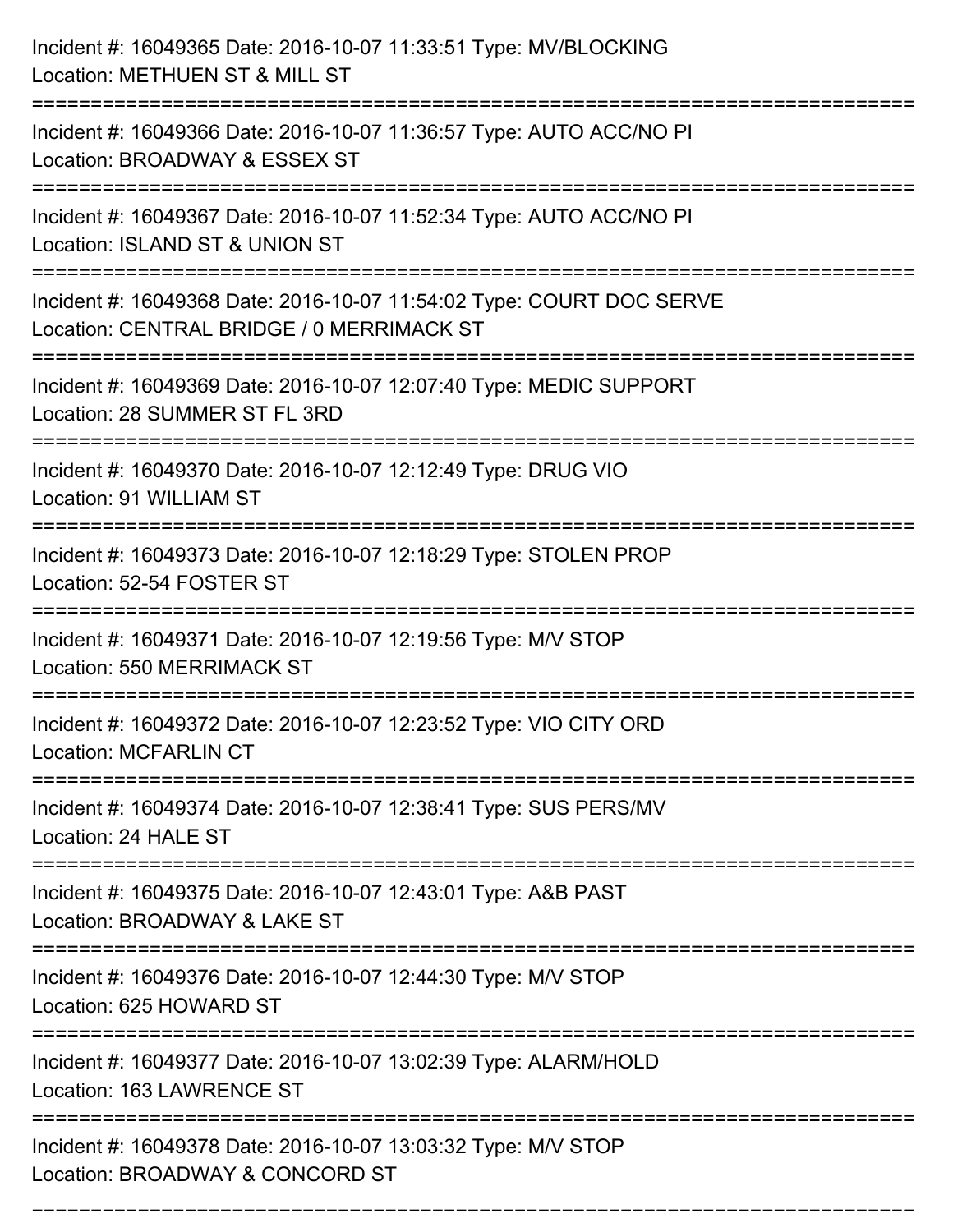Incident #: 16049365 Date: 2016-10-07 11:33:51 Type: MV/BLOCKING
Location: METHUEN ST & MILL ST

===========================================================================

Incident #: 16049366 Date: 2016-10-07 11:36:57 Type: AUTO ACC/NO PI
Location: BROADWAY & ESSEX ST

===========================================================================

Incident #: 16049367 Date: 2016-10-07 11:52:34 Type: AUTO ACC/NO PI
Location: ISLAND ST & UNION ST

===========================================================================

Incident #: 16049368 Date: 2016-10-07 11:54:02 Type: COURT DOC SERVE
Location: CENTRAL BRIDGE / 0 MERRIMACK ST

===========================================================================

Incident #: 16049369 Date: 2016-10-07 12:07:40 Type: MEDIC SUPPORT
Location: 28 SUMMER ST FL 3RD

===========================================================================

Incident #: 16049370 Date: 2016-10-07 12:12:49 Type: DRUG VIO
Location: 91 WILLIAM ST

===========================================================================

Incident #: 16049373 Date: 2016-10-07 12:18:29 Type: STOLEN PROP
Location: 52-54 FOSTER ST

===========================================================================

Incident #: 16049371 Date: 2016-10-07 12:19:56 Type: M/V STOP
Location: 550 MERRIMACK ST

===========================================================================

Incident #: 16049372 Date: 2016-10-07 12:23:52 Type: VIO CITY ORD
Location: MCFARLIN CT

===========================================================================

Incident #: 16049374 Date: 2016-10-07 12:38:41 Type: SUS PERS/MV
Location: 24 HALE ST

===========================================================================

Incident #: 16049375 Date: 2016-10-07 12:43:01 Type: A&B PAST
Location: BROADWAY & LAKE ST

===========================================================================

Incident #: 16049376 Date: 2016-10-07 12:44:30 Type: M/V STOP
Location: 625 HOWARD ST

===========================================================================

Incident #: 16049377 Date: 2016-10-07 13:02:39 Type: ALARM/HOLD
Location: 163 LAWRENCE ST

===========================================================================

Incident #: 16049378 Date: 2016-10-07 13:03:32 Type: M/V STOP
Location: BROADWAY & CONCORD ST

===========================================================================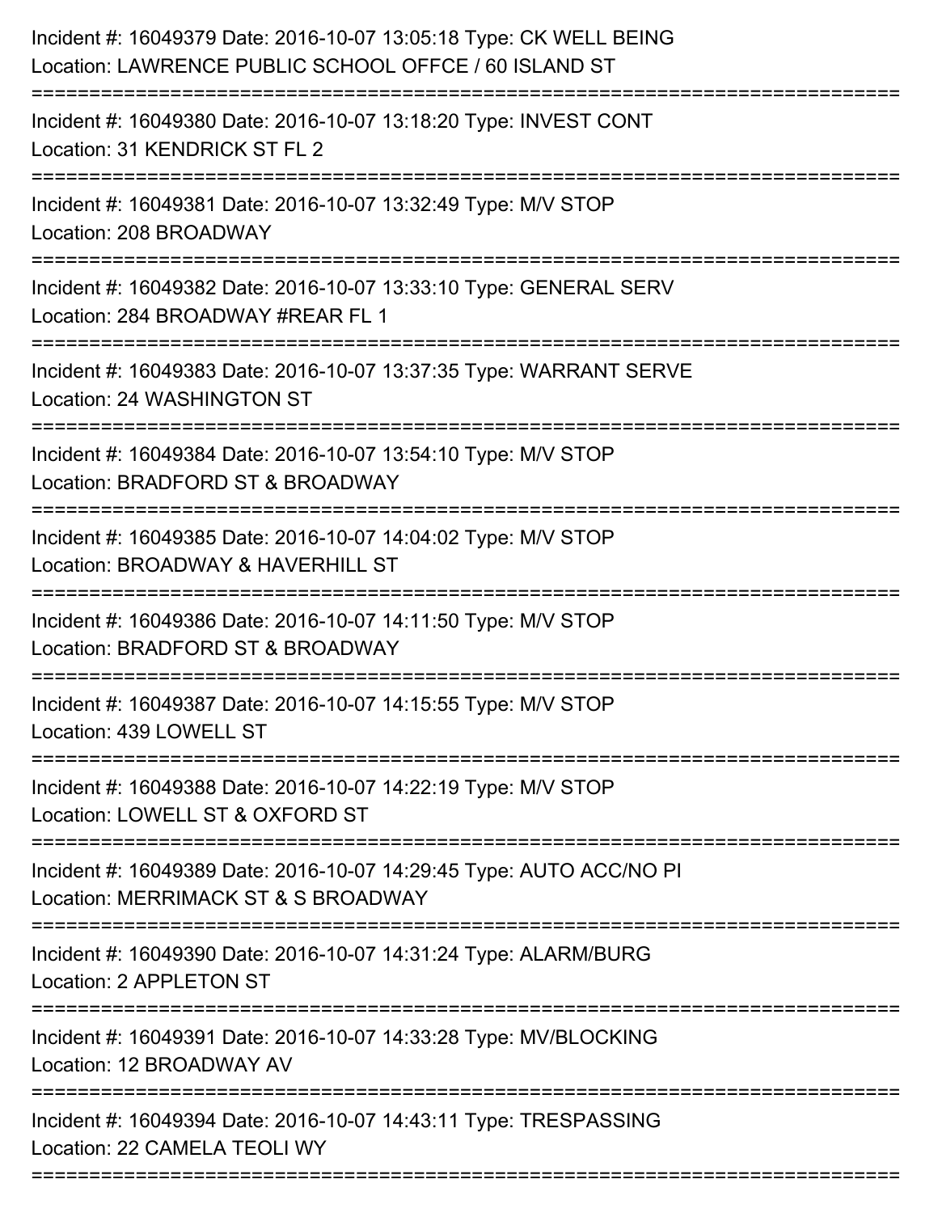Incident #: 16049379 Date: 2016-10-07 13:05:18 Type: CK WELL BEING
Location: LAWRENCE PUBLIC SCHOOL OFFCE / 60 ISLAND ST

===========================================================================

Incident #: 16049380 Date: 2016-10-07 13:18:20 Type: INVEST CONT
Location: 31 KENDRICK ST FL 2

===========================================================================

Incident #: 16049381 Date: 2016-10-07 13:32:49 Type: M/V STOP
Location: 208 BROADWAY

===========================================================================

Incident #: 16049382 Date: 2016-10-07 13:33:10 Type: GENERAL SERV
Location: 284 BROADWAY #REAR FL 1

===========================================================================

Incident #: 16049383 Date: 2016-10-07 13:37:35 Type: WARRANT SERVE
Location: 24 WASHINGTON ST

===========================================================================

Incident #: 16049384 Date: 2016-10-07 13:54:10 Type: M/V STOP
Location: BRADFORD ST & BROADWAY

===========================================================================

Incident #: 16049385 Date: 2016-10-07 14:04:02 Type: M/V STOP
Location: BROADWAY & HAVERHILL ST

===========================================================================

Incident #: 16049386 Date: 2016-10-07 14:11:50 Type: M/V STOP
Location: BRADFORD ST & BROADWAY

===========================================================================

Incident #: 16049387 Date: 2016-10-07 14:15:55 Type: M/V STOP
Location: 439 LOWELL ST

===========================================================================

Incident #: 16049388 Date: 2016-10-07 14:22:19 Type: M/V STOP
Location: LOWELL ST & OXFORD ST

===========================================================================

Incident #: 16049389 Date: 2016-10-07 14:29:45 Type: AUTO ACC/NO PI
Location: MERRIMACK ST & S BROADWAY

===========================================================================

Incident #: 16049390 Date: 2016-10-07 14:31:24 Type: ALARM/BURG
Location: 2 APPLETON ST

===========================================================================

Incident #: 16049391 Date: 2016-10-07 14:33:28 Type: MV/BLOCKING
Location: 12 BROADWAY AV

===========================================================================

Incident #: 16049394 Date: 2016-10-07 14:43:11 Type: TRESPASSING
Location: 22 CAMELA TEOLI WY

===========================================================================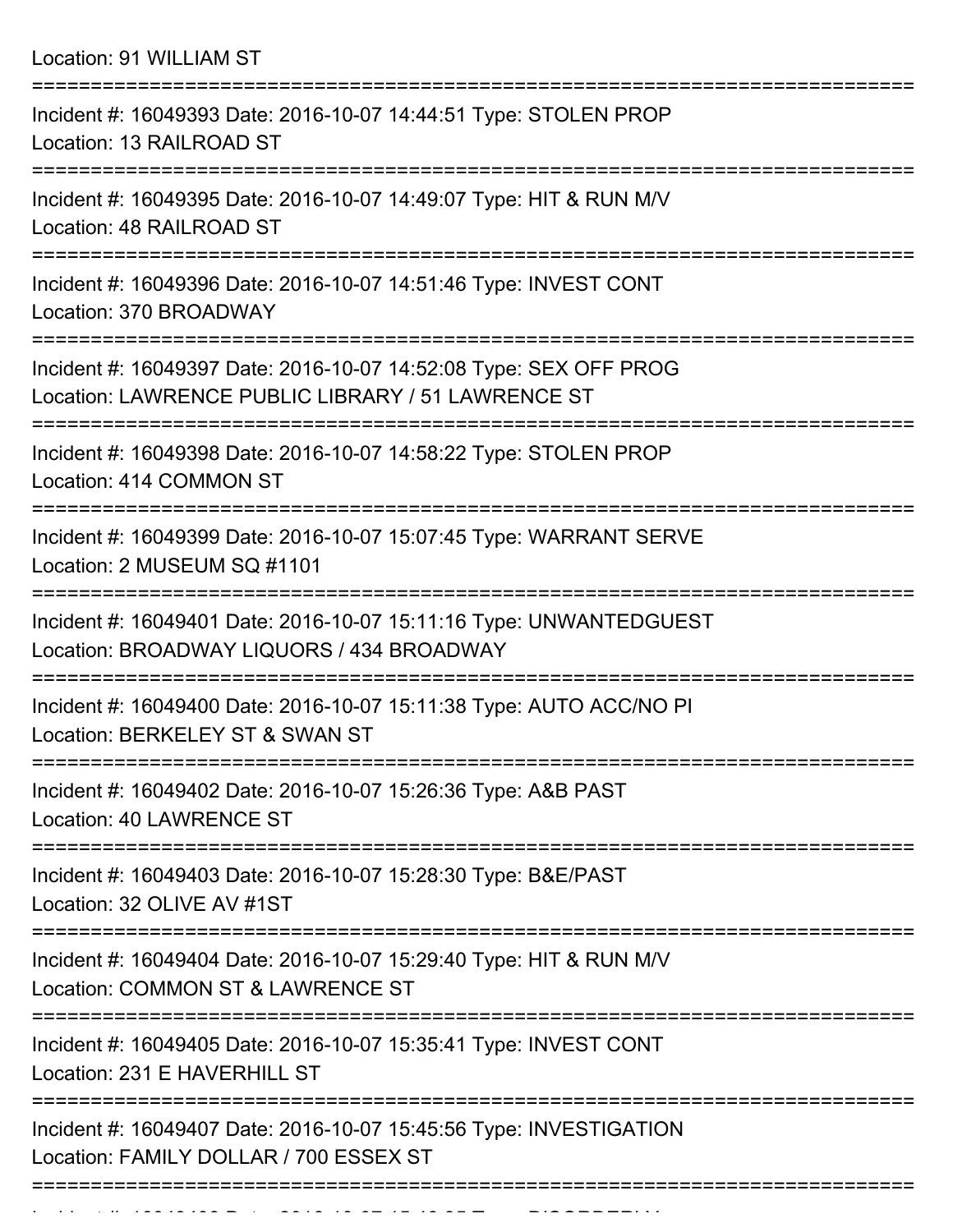Location: 91 WILLIAM ST

===========================================================================

Incident #: 16049393 Date: 2016-10-07 14:44:51 Type: STOLEN PROP
Location: 13 RAILROAD ST

===========================================================================

Incident #: 16049395 Date: 2016-10-07 14:49:07 Type: HIT & RUN M/V
Location: 48 RAILROAD ST

===========================================================================

Incident #: 16049396 Date: 2016-10-07 14:51:46 Type: INVEST CONT
Location: 370 BROADWAY

===========================================================================

Incident #: 16049397 Date: 2016-10-07 14:52:08 Type: SEX OFF PROG
Location: LAWRENCE PUBLIC LIBRARY / 51 LAWRENCE ST

===========================================================================

Incident #: 16049398 Date: 2016-10-07 14:58:22 Type: STOLEN PROP
Location: 414 COMMON ST

===========================================================================

Incident #: 16049399 Date: 2016-10-07 15:07:45 Type: WARRANT SERVE
Location: 2 MUSEUM SQ #1101

===========================================================================

Incident #: 16049401 Date: 2016-10-07 15:11:16 Type: UNWANTEDGUEST
Location: BROADWAY LIQUORS / 434 BROADWAY

===========================================================================

Incident #: 16049400 Date: 2016-10-07 15:11:38 Type: AUTO ACC/NO PI
Location: BERKELEY ST & SWAN ST

===========================================================================

Incident #: 16049402 Date: 2016-10-07 15:26:36 Type: A&B PAST
Location: 40 LAWRENCE ST

===========================================================================

Incident #: 16049403 Date: 2016-10-07 15:28:30 Type: B&E/PAST
Location: 32 OLIVE AV #1ST

===========================================================================

Incident #: 16049404 Date: 2016-10-07 15:29:40 Type: HIT & RUN M/V
Location: COMMON ST & LAWRENCE ST

===========================================================================

Incident #: 16049405 Date: 2016-10-07 15:35:41 Type: INVEST CONT
Location: 231 E HAVERHILL ST

===========================================================================

Incident #: 16049407 Date: 2016-10-07 15:45:56 Type: INVESTIGATION
Location: FAMILY DOLLAR / 700 ESSEX ST

===========================================================================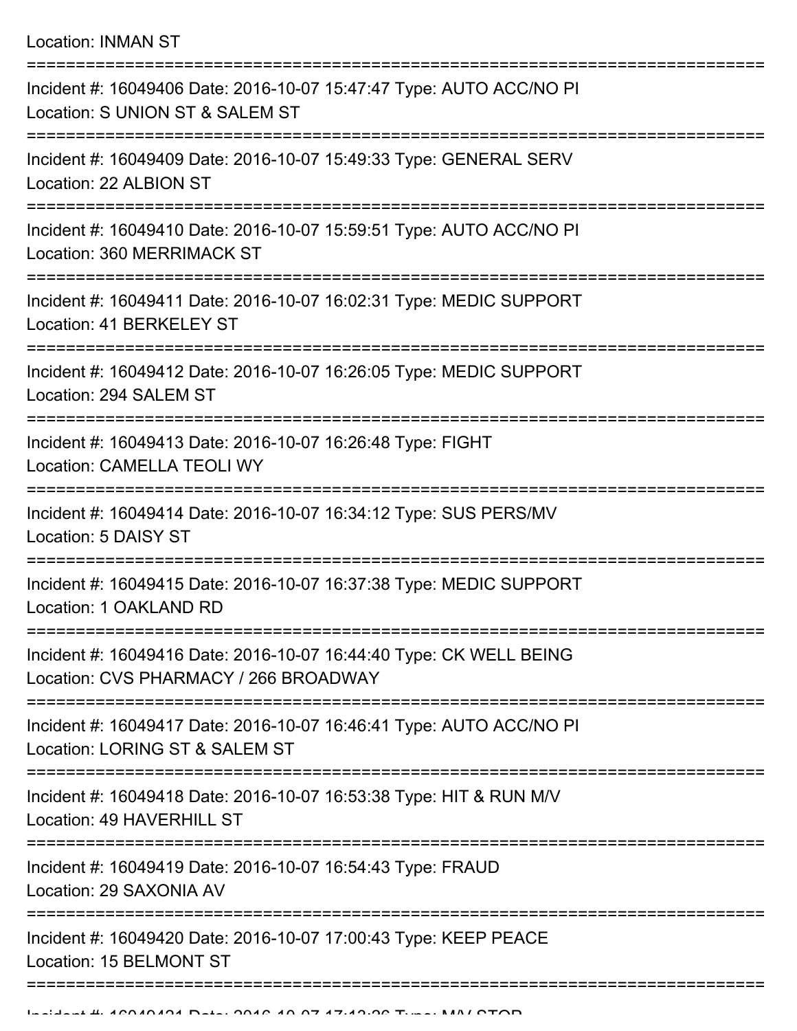Location: INMAN ST

===========================================================================

Incident #: 16049406 Date: 2016-10-07 15:47:47 Type: AUTO ACC/NO PI
Location: S UNION ST & SALEM ST

===========================================================================

Incident #: 16049409 Date: 2016-10-07 15:49:33 Type: GENERAL SERV
Location: 22 ALBION ST

===========================================================================

Incident #: 16049410 Date: 2016-10-07 15:59:51 Type: AUTO ACC/NO PI
Location: 360 MERRIMACK ST

===========================================================================

Incident #: 16049411 Date: 2016-10-07 16:02:31 Type: MEDIC SUPPORT
Location: 41 BERKELEY ST

===========================================================================

Incident #: 16049412 Date: 2016-10-07 16:26:05 Type: MEDIC SUPPORT
Location: 294 SALEM ST

===========================================================================

Incident #: 16049413 Date: 2016-10-07 16:26:48 Type: FIGHT
Location: CAMELLA TEOLI WY

===========================================================================

Incident #: 16049414 Date: 2016-10-07 16:34:12 Type: SUS PERS/MV
Location: 5 DAISY ST

===========================================================================

Incident #: 16049415 Date: 2016-10-07 16:37:38 Type: MEDIC SUPPORT
Location: 1 OAKLAND RD

===========================================================================

Incident #: 16049416 Date: 2016-10-07 16:44:40 Type: CK WELL BEING
Location: CVS PHARMACY / 266 BROADWAY

===========================================================================

Incident #: 16049417 Date: 2016-10-07 16:46:41 Type: AUTO ACC/NO PI
Location: LORING ST & SALEM ST

===========================================================================

Incident #: 16049418 Date: 2016-10-07 16:53:38 Type: HIT & RUN M/V
Location: 49 HAVERHILL ST

===========================================================================

Incident #: 16049419 Date: 2016-10-07 16:54:43 Type: FRAUD
Location: 29 SAXONIA AV

===========================================================================

Incident #: 16049420 Date: 2016-10-07 17:00:43 Type: KEEP PEACE
Location: 15 BELMONT ST

===========================================================================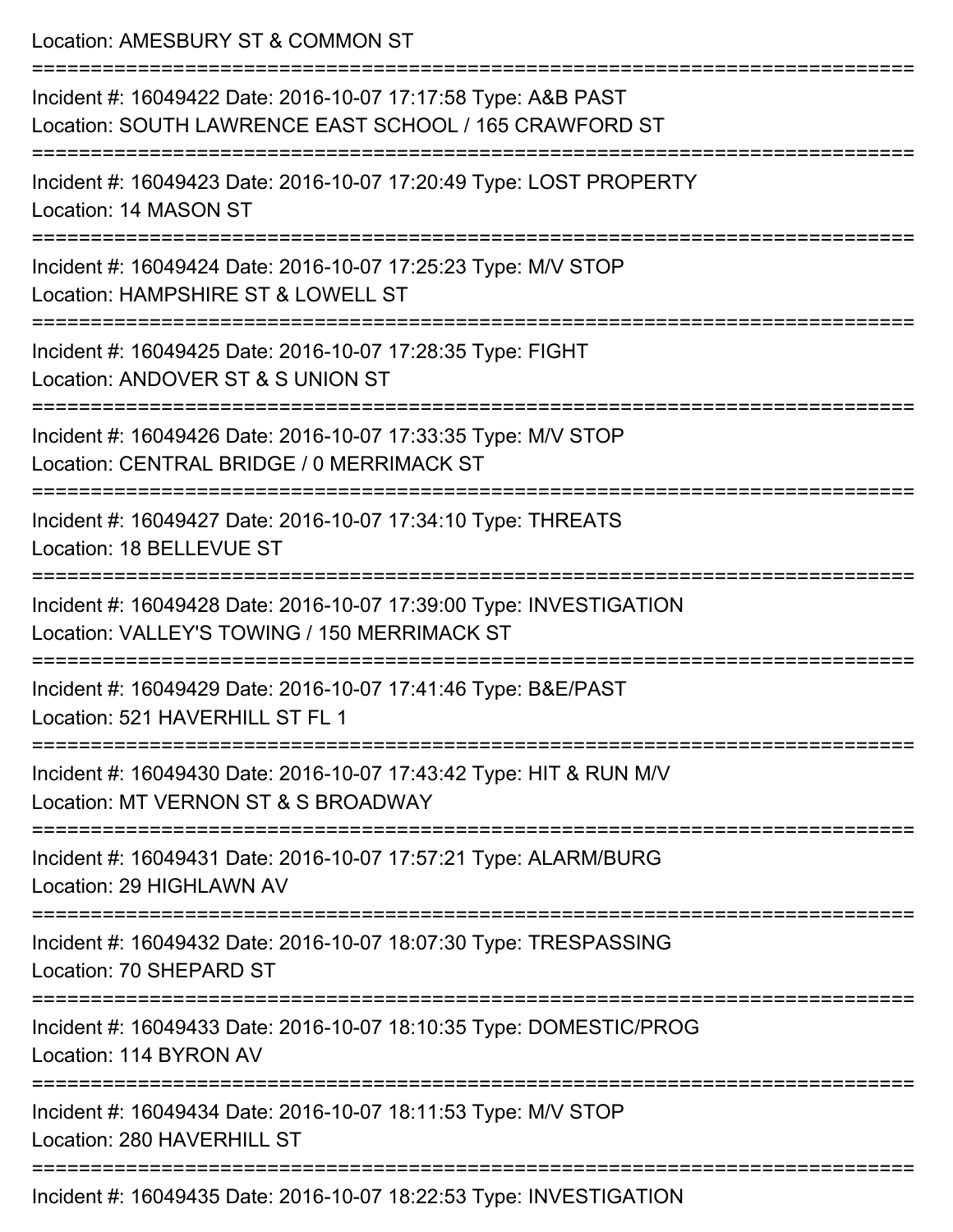Location: AMESBURY ST & COMMON ST

===========================================================================

Incident #: 16049422 Date: 2016-10-07 17:17:58 Type: A&B PAST
Location: SOUTH LAWRENCE EAST SCHOOL / 165 CRAWFORD ST

===========================================================================

Incident #: 16049423 Date: 2016-10-07 17:20:49 Type: LOST PROPERTY
Location: 14 MASON ST

===========================================================================

Incident #: 16049424 Date: 2016-10-07 17:25:23 Type: M/V STOP
Location: HAMPSHIRE ST & LOWELL ST

===========================================================================

Incident #: 16049425 Date: 2016-10-07 17:28:35 Type: FIGHT
Location: ANDOVER ST & S UNION ST

===========================================================================

Incident #: 16049426 Date: 2016-10-07 17:33:35 Type: M/V STOP
Location: CENTRAL BRIDGE / 0 MERRIMACK ST

===========================================================================

Incident #: 16049427 Date: 2016-10-07 17:34:10 Type: THREATS
Location: 18 BELLEVUE ST

===========================================================================

Incident #: 16049428 Date: 2016-10-07 17:39:00 Type: INVESTIGATION
Location: VALLEY'S TOWING / 150 MERRIMACK ST

===========================================================================

Incident #: 16049429 Date: 2016-10-07 17:41:46 Type: B&E/PAST
Location: 521 HAVERHILL ST FL 1

===========================================================================

Incident #: 16049430 Date: 2016-10-07 17:43:42 Type: HIT & RUN M/V
Location: MT VERNON ST & S BROADWAY

===========================================================================

Incident #: 16049431 Date: 2016-10-07 17:57:21 Type: ALARM/BURG
Location: 29 HIGHLAWN AV

===========================================================================

Incident #: 16049432 Date: 2016-10-07 18:07:30 Type: TRESPASSING
Location: 70 SHEPARD ST

===========================================================================

Incident #: 16049433 Date: 2016-10-07 18:10:35 Type: DOMESTIC/PROG
Location: 114 BYRON AV

===========================================================================

Incident #: 16049434 Date: 2016-10-07 18:11:53 Type: M/V STOP
Location: 280 HAVERHILL ST

===========================================================================

Incident #: 16049435 Date: 2016-10-07 18:22:53 Type: INVESTIGATION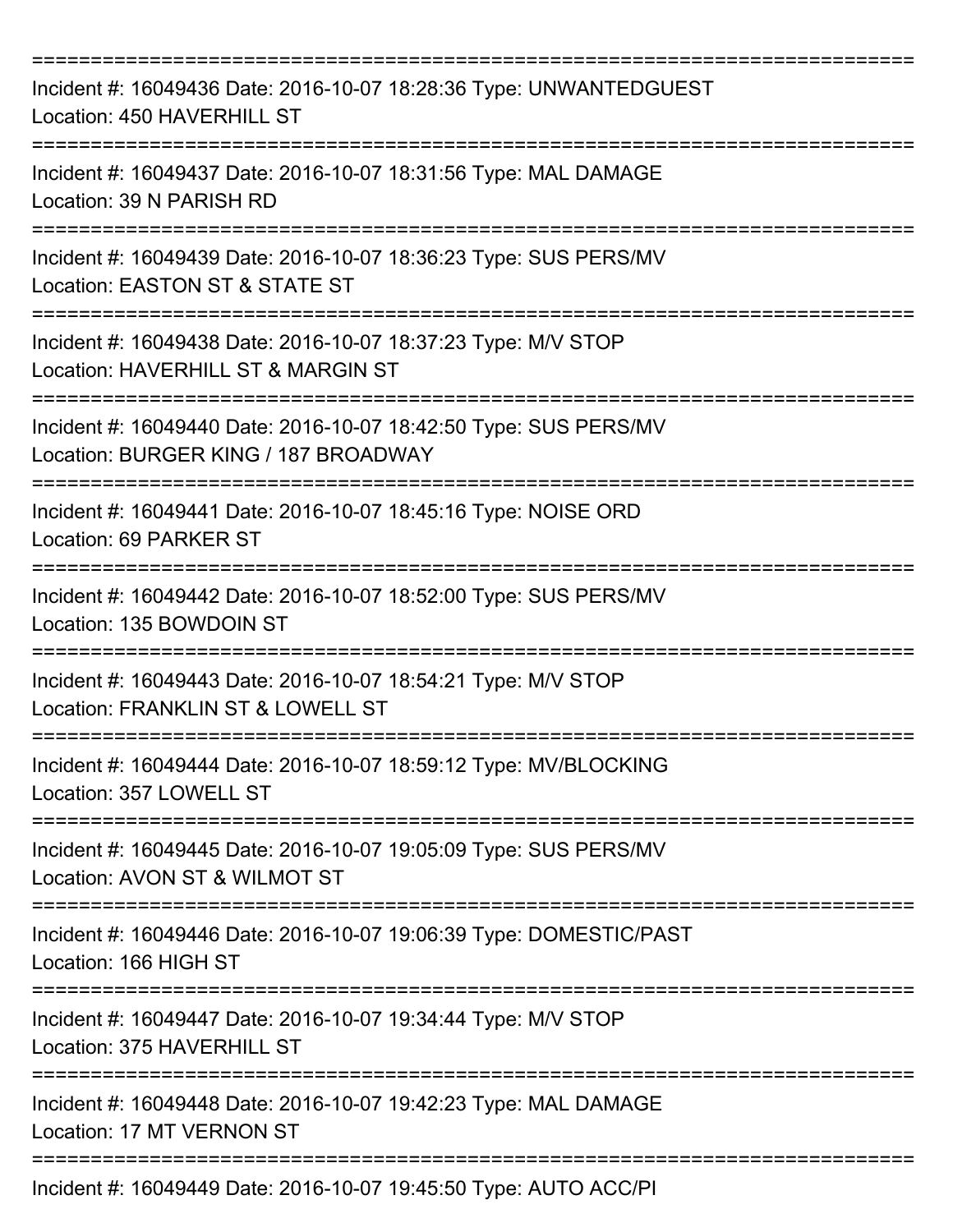===========================================================================

Incident #: 16049436 Date: 2016-10-07 18:28:36 Type: UNWANTEDGUEST
Location: 450 HAVERHILL ST

===========================================================================

Incident #: 16049437 Date: 2016-10-07 18:31:56 Type: MAL DAMAGE
Location: 39 N PARISH RD

===========================================================================

Incident #: 16049439 Date: 2016-10-07 18:36:23 Type: SUS PERS/MV
Location: EASTON ST & STATE ST

===========================================================================

Incident #: 16049438 Date: 2016-10-07 18:37:23 Type: M/V STOP
Location: HAVERHILL ST & MARGIN ST

===========================================================================

Incident #: 16049440 Date: 2016-10-07 18:42:50 Type: SUS PERS/MV
Location: BURGER KING / 187 BROADWAY

===========================================================================

Incident #: 16049441 Date: 2016-10-07 18:45:16 Type: NOISE ORD
Location: 69 PARKER ST

===========================================================================

Incident #: 16049442 Date: 2016-10-07 18:52:00 Type: SUS PERS/MV
Location: 135 BOWDOIN ST

===========================================================================

Incident #: 16049443 Date: 2016-10-07 18:54:21 Type: M/V STOP
Location: FRANKLIN ST & LOWELL ST

===========================================================================

Incident #: 16049444 Date: 2016-10-07 18:59:12 Type: MV/BLOCKING
Location: 357 LOWELL ST

===========================================================================

Incident #: 16049445 Date: 2016-10-07 19:05:09 Type: SUS PERS/MV
Location: AVON ST & WILMOT ST

===========================================================================

Incident #: 16049446 Date: 2016-10-07 19:06:39 Type: DOMESTIC/PAST
Location: 166 HIGH ST

===========================================================================

Incident #: 16049447 Date: 2016-10-07 19:34:44 Type: M/V STOP
Location: 375 HAVERHILL ST

===========================================================================

Incident #: 16049448 Date: 2016-10-07 19:42:23 Type: MAL DAMAGE
Location: 17 MT VERNON ST

===========================================================================

Incident #: 16049449 Date: 2016-10-07 19:45:50 Type: AUTO ACC/PI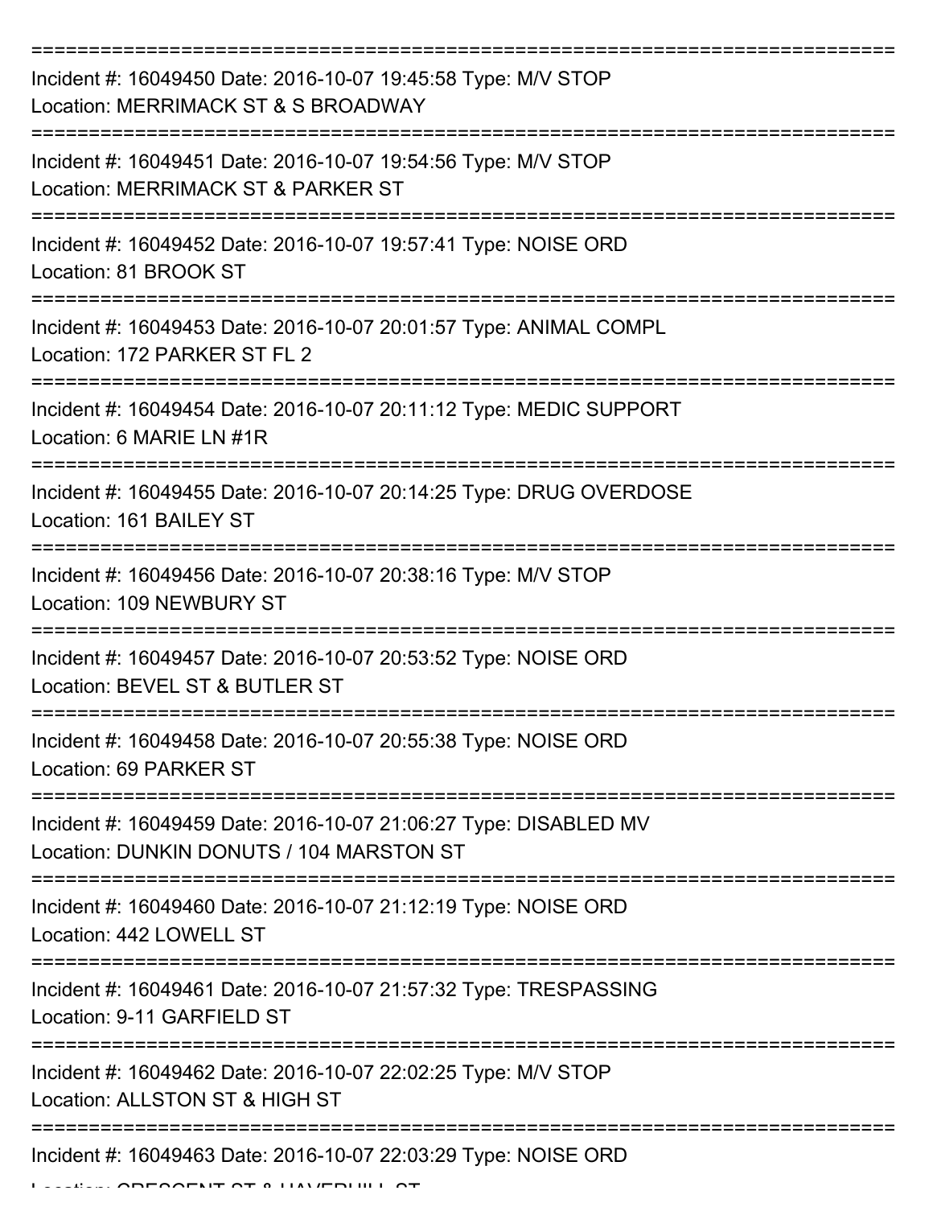===========================================================================

Incident #: 16049450 Date: 2016-10-07 19:45:58 Type: M/V STOP
Location: MERRIMACK ST & S BROADWAY

===========================================================================

Incident #: 16049451 Date: 2016-10-07 19:54:56 Type: M/V STOP
Location: MERRIMACK ST & PARKER ST

===========================================================================

Incident #: 16049452 Date: 2016-10-07 19:57:41 Type: NOISE ORD
Location: 81 BROOK ST

===========================================================================

Incident #: 16049453 Date: 2016-10-07 20:01:57 Type: ANIMAL COMPL
Location: 172 PARKER ST FL 2

===========================================================================

Incident #: 16049454 Date: 2016-10-07 20:11:12 Type: MEDIC SUPPORT
Location: 6 MARIE LN #1R

===========================================================================

Incident #: 16049455 Date: 2016-10-07 20:14:25 Type: DRUG OVERDOSE
Location: 161 BAILEY ST

===========================================================================

Incident #: 16049456 Date: 2016-10-07 20:38:16 Type: M/V STOP
Location: 109 NEWBURY ST

===========================================================================

Incident #: 16049457 Date: 2016-10-07 20:53:52 Type: NOISE ORD
Location: BEVEL ST & BUTLER ST

===========================================================================

Incident #: 16049458 Date: 2016-10-07 20:55:38 Type: NOISE ORD
Location: 69 PARKER ST

===========================================================================

Incident #: 16049459 Date: 2016-10-07 21:06:27 Type: DISABLED MV
Location: DUNKIN DONUTS / 104 MARSTON ST

===========================================================================

Incident #: 16049460 Date: 2016-10-07 21:12:19 Type: NOISE ORD
Location: 442 LOWELL ST

===========================================================================

Incident #: 16049461 Date: 2016-10-07 21:57:32 Type: TRESPASSING
Location: 9-11 GARFIELD ST

===========================================================================

Incident #: 16049462 Date: 2016-10-07 22:02:25 Type: M/V STOP
Location: ALLSTON ST & HIGH ST

===========================================================================

Incident #: 16049463 Date: 2016-10-07 22:03:29 Type: NOISE ORD
Location: CRESCENT ST & HAVERHILL ST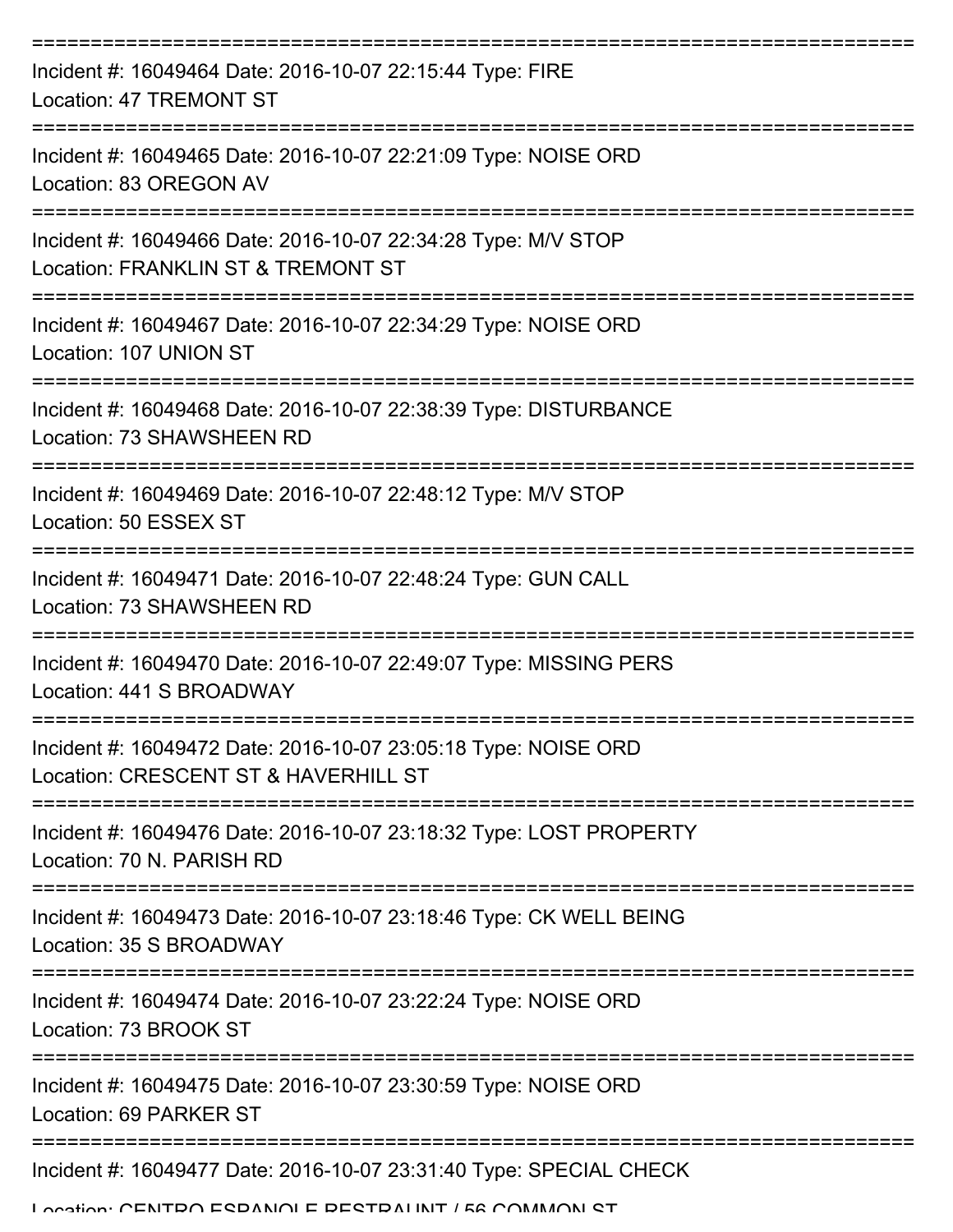===========================================================================

Incident #: 16049464 Date: 2016-10-07 22:15:44 Type: FIRE
Location: 47 TREMONT ST

===========================================================================

Incident #: 16049465 Date: 2016-10-07 22:21:09 Type: NOISE ORD
Location: 83 OREGON AV

===========================================================================

Incident #: 16049466 Date: 2016-10-07 22:34:28 Type: M/V STOP
Location: FRANKLIN ST & TREMONT ST

===========================================================================

Incident #: 16049467 Date: 2016-10-07 22:34:29 Type: NOISE ORD
Location: 107 UNION ST

===========================================================================

Incident #: 16049468 Date: 2016-10-07 22:38:39 Type: DISTURBANCE
Location: 73 SHAWSHEEN RD

===========================================================================

Incident #: 16049469 Date: 2016-10-07 22:48:12 Type: M/V STOP
Location: 50 ESSEX ST

===========================================================================

Incident #: 16049471 Date: 2016-10-07 22:48:24 Type: GUN CALL
Location: 73 SHAWSHEEN RD

===========================================================================

Incident #: 16049470 Date: 2016-10-07 22:49:07 Type: MISSING PERS
Location: 441 S BROADWAY

===========================================================================

Incident #: 16049472 Date: 2016-10-07 23:05:18 Type: NOISE ORD
Location: CRESCENT ST & HAVERHILL ST

===========================================================================

Incident #: 16049476 Date: 2016-10-07 23:18:32 Type: LOST PROPERTY
Location: 70 N. PARISH RD

===========================================================================

Incident #: 16049473 Date: 2016-10-07 23:18:46 Type: CK WELL BEING
Location: 35 S BROADWAY

===========================================================================

Incident #: 16049474 Date: 2016-10-07 23:22:24 Type: NOISE ORD
Location: 73 BROOK ST

===========================================================================

Incident #: 16049475 Date: 2016-10-07 23:30:59 Type: NOISE ORD
Location: 69 PARKER ST

===========================================================================

Incident #: 16049477 Date: 2016-10-07 23:31:40 Type: SPECIAL CHECK
Location: CENTRO ESPANOLE RESTRAUNT / 56 COMMON ST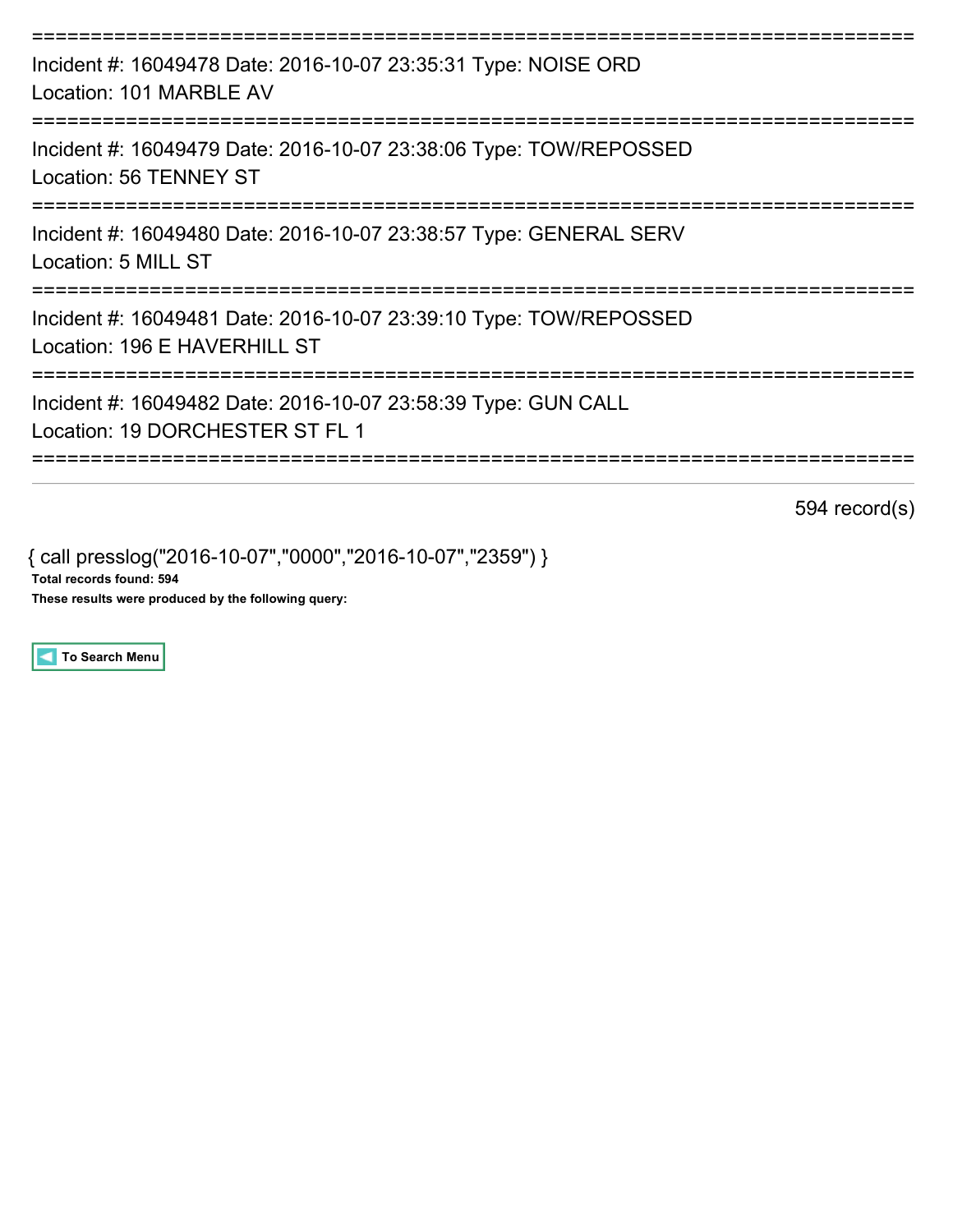===========================================================================

Incident #: 16049478 Date: 2016-10-07 23:35:31 Type: NOISE ORD
Location: 101 MARBLE AV

===========================================================================

Incident #: 16049479 Date: 2016-10-07 23:38:06 Type: TOW/REPOSSED
Location: 56 TENNEY ST

===========================================================================

Incident #: 16049480 Date: 2016-10-07 23:38:57 Type: GENERAL SERV
Location: 5 MILL ST

===========================================================================

Incident #: 16049481 Date: 2016-10-07 23:39:10 Type: TOW/REPOSSED
Location: 196 E HAVERHILL ST

===========================================================================

Incident #: 16049482 Date: 2016-10-07 23:58:39 Type: GUN CALL
Location: 19 DORCHESTER ST FL 1

===========================================================================

594 record(s)

{ call presslog("2016-10-07","0000","2016-10-07","2359") }

**Total records found: 594**

**These results were produced by the following query:**

**To Search Menu**